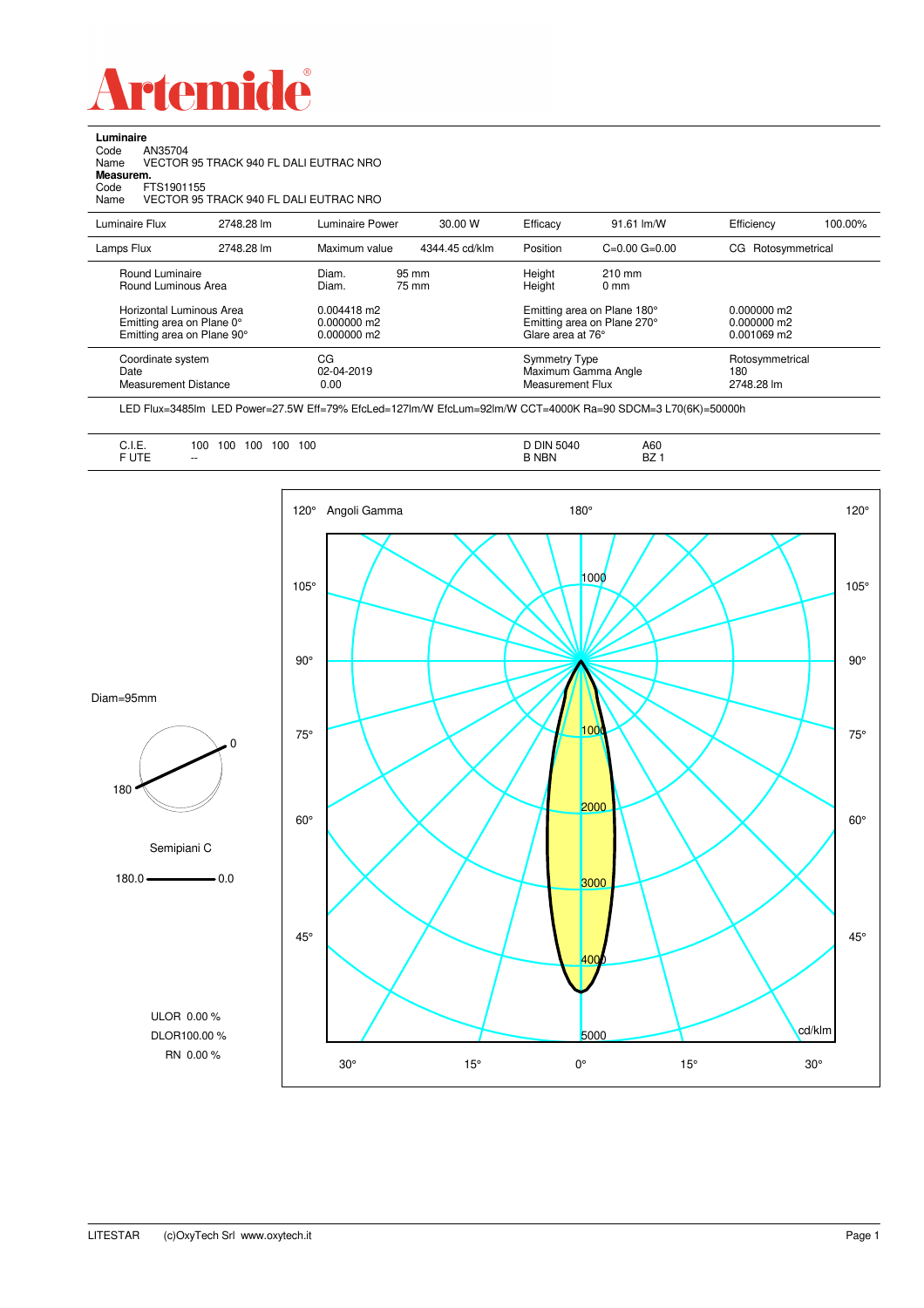# Artemide

**Luminaire**

Code AN35704

Name VECTOR 95 TRACK 940 FL DALI EUTRAC NRO

**Measurem.**

Code FTS1901155

Name VECTOR 95 TRACK 940 FL DALI EUTRAC NRO

| Luminaire Flux | 2748.28 lm | Luminaire Power | 30.00 W | Efficacy | 91.61 lm/W | Efficiency | 100.00% |
|---|---|---|---|---|---|---|---|
| Lamps Flux | 2748.28 lm | Maximum value | 4344.45 cd/klm | Position | C=0.00 G=0.00 | CG Rotosymmetrical | |

| | | | |
|---|---|---|---|
| Round Luminaire | Diam. 95 mm | Height 210 mm | |
| Round Luminous Area | Diam. 75 mm | Height 0 mm | |
| Horizontal Luminous Area | 0.004418 m2 | Emitting area on Plane 180° | 0.000000 m2 |
| Emitting area on Plane 0° | 0.000000 m2 | Emitting area on Plane 270° | 0.000000 m2 |
| Emitting area on Plane 90° | 0.000000 m2 | Glare area at 76° | 0.001069 m2 |

| | | | |
|---|---|---|---|
| Coordinate system | CG | Symmetry Type | Rotosymmetrical |
| Date | 02-04-2019 | Maximum Gamma Angle | 180 |
| Measurement Distance | 0.00 | Measurement Flux | 2748.28 lm |

LED Flux=3485lm LED Power=27.5W Eff=79% EfcLed=127lm/W EfcLum=92lm/W CCT=4000K Ra=90 SDCM=3 L70(6K)=50000h

| | | | |
|---|---|---|---|
| C.I.E. | 100 100 100 100 100 | D DIN 5040 | A60 |
| F UTE | -- | B NBN | BZ 1 |

Diam=95mm

Semipiani C

180.0 — 0.0

ULOR 0.00 %

DLOR 100.00 %

RN 0.00 %

Angoli Gamma

cd/klm

LITESTAR (c)OxyTech Srl www.oxytech.it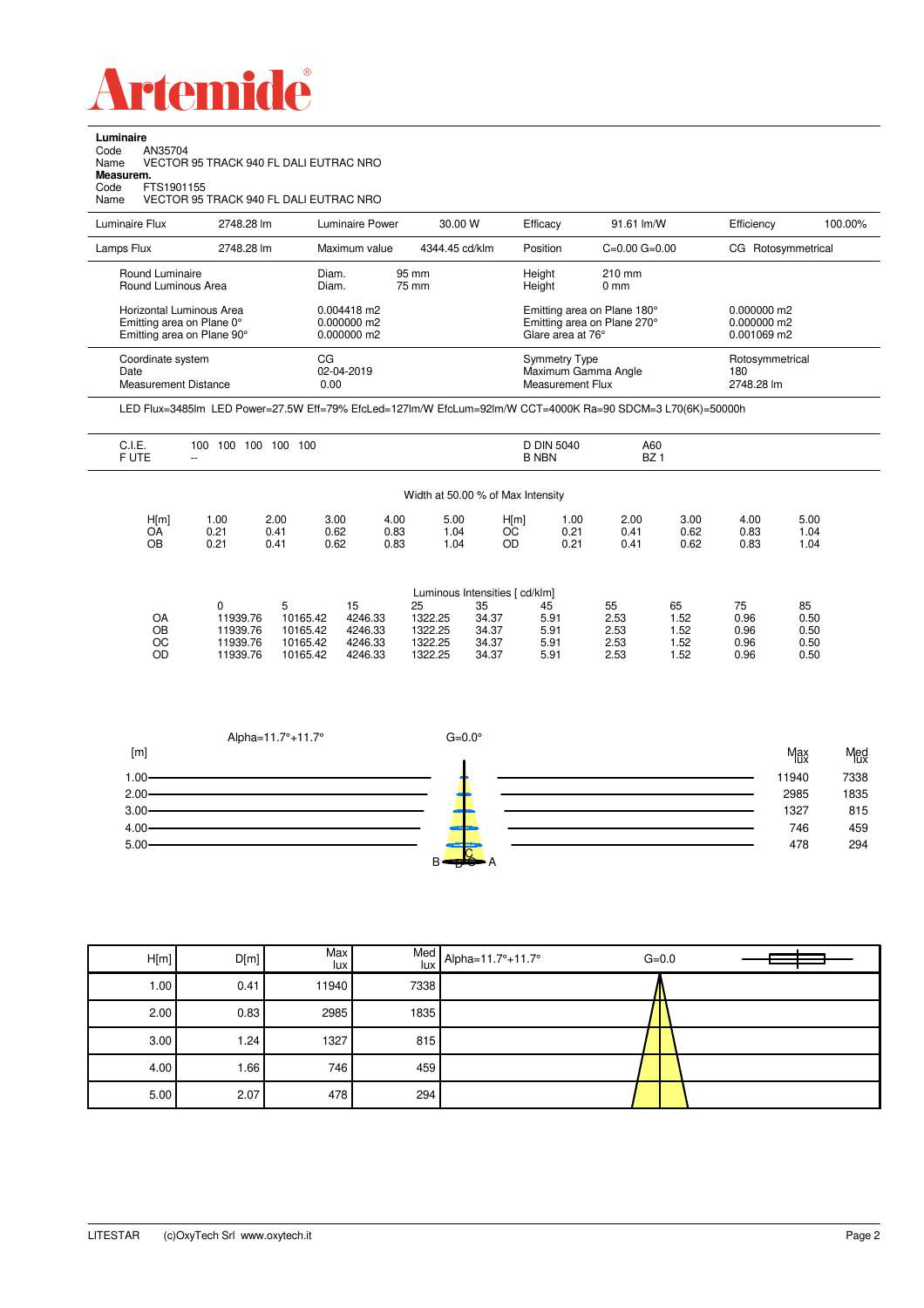# Artemide

**Luminaire**
Code AN35704
Name VECTOR 95 TRACK 940 FL DALI EUTRAC NRO
**Measurem.**
Code FTS1901155
Name VECTOR 95 TRACK 940 FL DALI EUTRAC NRO

| | | | | | | | |
|---|---|---|---|---|---|---|---|
| Luminaire Flux | 2748.28 lm | Luminaire Power | 30.00 W | Efficacy | 91.61 lm/W | Efficiency | 100.00% |
| Lamps Flux | 2748.28 lm | Maximum value | 4344.45 cd/klm | Position | C=0.00 G=0.00 | CG | Rotosymmetrical |

| | | | | | | |
|---|---|---|---|---|---|---|
| Round Luminaire | Diam. | 95 mm | Height | 210 mm | | |
| Round Luminous Area | Diam. | 75 mm | Height | 0 mm | | |
| Horizontal Luminous Area | 0.004418 m2 | | Emitting area on Plane 180° | | 0.000000 m2 | |
| Emitting area on Plane 0° | 0.000000 m2 | | Emitting area on Plane 270° | | 0.000000 m2 | |
| Emitting area on Plane 90° | 0.000000 m2 | | Glare area at 76° | | 0.001069 m2 | |

| | | | |
|---|---|---|---|
| Coordinate system | CG | Symmetry Type | Rotosymmetrical |
| Date | 02-04-2019 | Maximum Gamma Angle | 180 |
| Measurement Distance | 0.00 | Measurement Flux | 2748.28 lm |

LED Flux=3485lm LED Power=27.5W Eff=79% EfcLed=127lm/W EfcLum=92lm/W CCT=4000K Ra=90 SDCM=3 L70(6K)=50000h

| | | | |
|---|---|---|---|
| C.I.E. | 100 100 100 100 100 | D DIN 5040 | A60 |
| F UTE | -- | B NBN | BZ 1 |

Width at 50.00 % of Max Intensity

| H[m] | 1.00 | 2.00 | 3.00 | 4.00 | 5.00 | H[m] | 1.00 | 2.00 | 3.00 | 4.00 | 5.00 |
|---|---|---|---|---|---|---|---|---|---|---|---|
| OA | 0.21 | 0.41 | 0.62 | 0.83 | 1.04 | OC | 0.21 | 0.41 | 0.62 | 0.83 | 1.04 |
| OB | 0.21 | 0.41 | 0.62 | 0.83 | 1.04 | OD | 0.21 | 0.41 | 0.62 | 0.83 | 1.04 |

Luminous Intensities [ cd/klm]

| | 0 | 5 | 15 | 25 | 35 | 45 | 55 | 65 | 75 | 85 |
|---|---|---|---|---|---|---|---|---|---|---|
| OA | 11939.76 | 10165.42 | 4246.33 | 1322.25 | 34.37 | 5.91 | 2.53 | 1.52 | 0.96 | 0.50 |
| OB | 11939.76 | 10165.42 | 4246.33 | 1322.25 | 34.37 | 5.91 | 2.53 | 1.52 | 0.96 | 0.50 |
| OC | 11939.76 | 10165.42 | 4246.33 | 1322.25 | 34.37 | 5.91 | 2.53 | 1.52 | 0.96 | 0.50 |
| OD | 11939.76 | 10165.42 | 4246.33 | 1322.25 | 34.37 | 5.91 | 2.53 | 1.52 | 0.96 | 0.50 |

Alpha=11.7°+11.7°
G=0.0°
[m]
Max lux
Med lux
1.00 11940 7338
2.00 2985 1835
3.00 1327 815
4.00 746 459
5.00 478 294
B D C A

| H[m] | D[m] | Max lux | Med lux | Alpha=11.7°+11.7° G=0.0 |
|---|---|---|---|---|
| 1.00 | 0.41 | 11940 | 7338 | |
| 2.00 | 0.83 | 2985 | 1835 | |
| 3.00 | 1.24 | 1327 | 815 | |
| 4.00 | 1.66 | 746 | 459 | |
| 5.00 | 2.07 | 478 | 294 | |

LITESTAR (c)OxyTech Srl www.oxytech.it